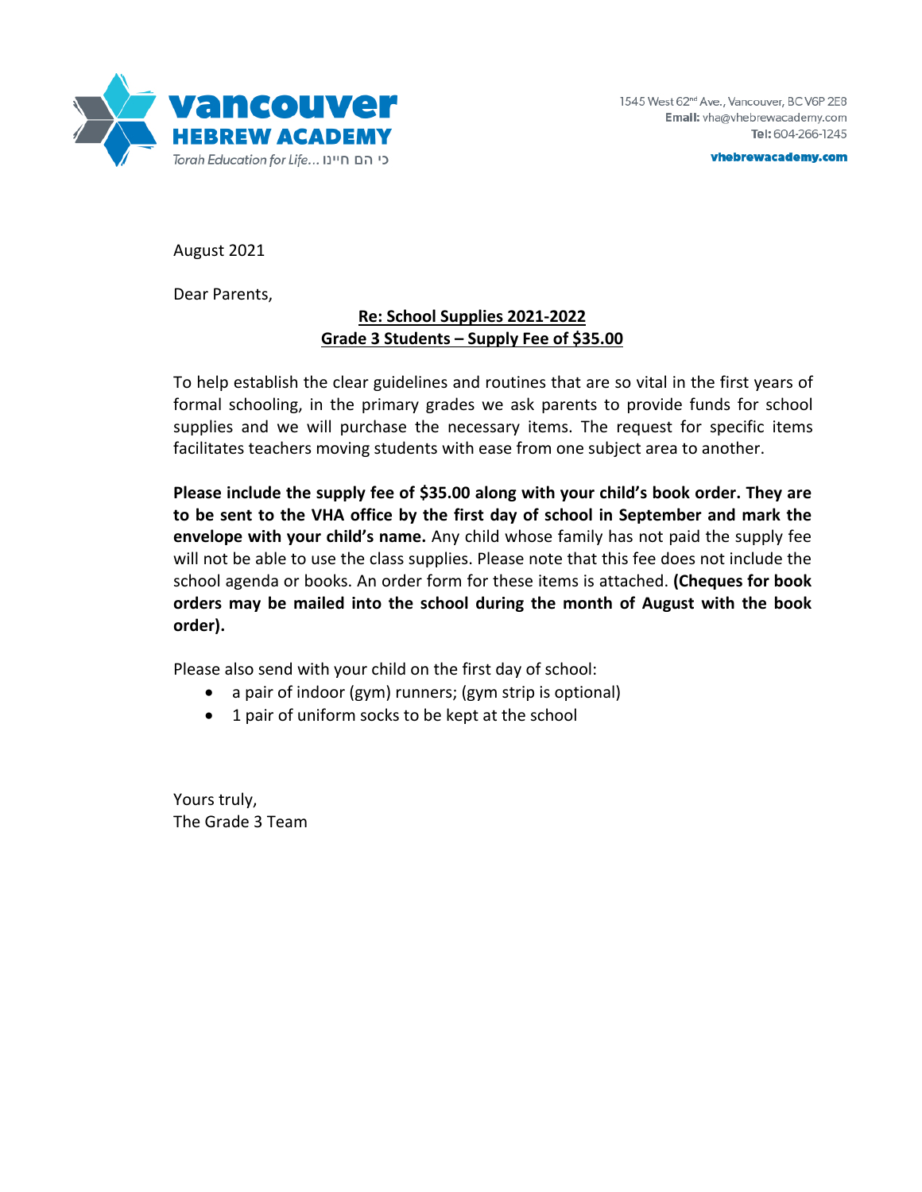**vancouver HEBREW ACADEMY**
*Torah Education for Life... כי הם חיינו*

1545 West 62nd Ave., Vancouver, BC V6P 2E8
**Email:** vha@vhebrewacademy.com
**Tel:** 604-266-1245
**vhebrewacademy.com**

August 2021

Dear Parents,

**Re: School Supplies 2021-2022**
**Grade 3 Students – Supply Fee of $35.00**

To help establish the clear guidelines and routines that are so vital in the first years of formal schooling, in the primary grades we ask parents to provide funds for school supplies and we will purchase the necessary items. The request for specific items facilitates teachers moving students with ease from one subject area to another.

**Please include the supply fee of $35.00 along with your child's book order. They are to be sent to the VHA office by the first day of school in September and mark the envelope with your child's name.** Any child whose family has not paid the supply fee will not be able to use the class supplies. Please note that this fee does not include the school agenda or books. An order form for these items is attached. **(Cheques for book orders may be mailed into the school during the month of August with the book order).**

Please also send with your child on the first day of school:

- a pair of indoor (gym) runners; (gym strip is optional)
- 1 pair of uniform socks to be kept at the school

Yours truly,
The Grade 3 Team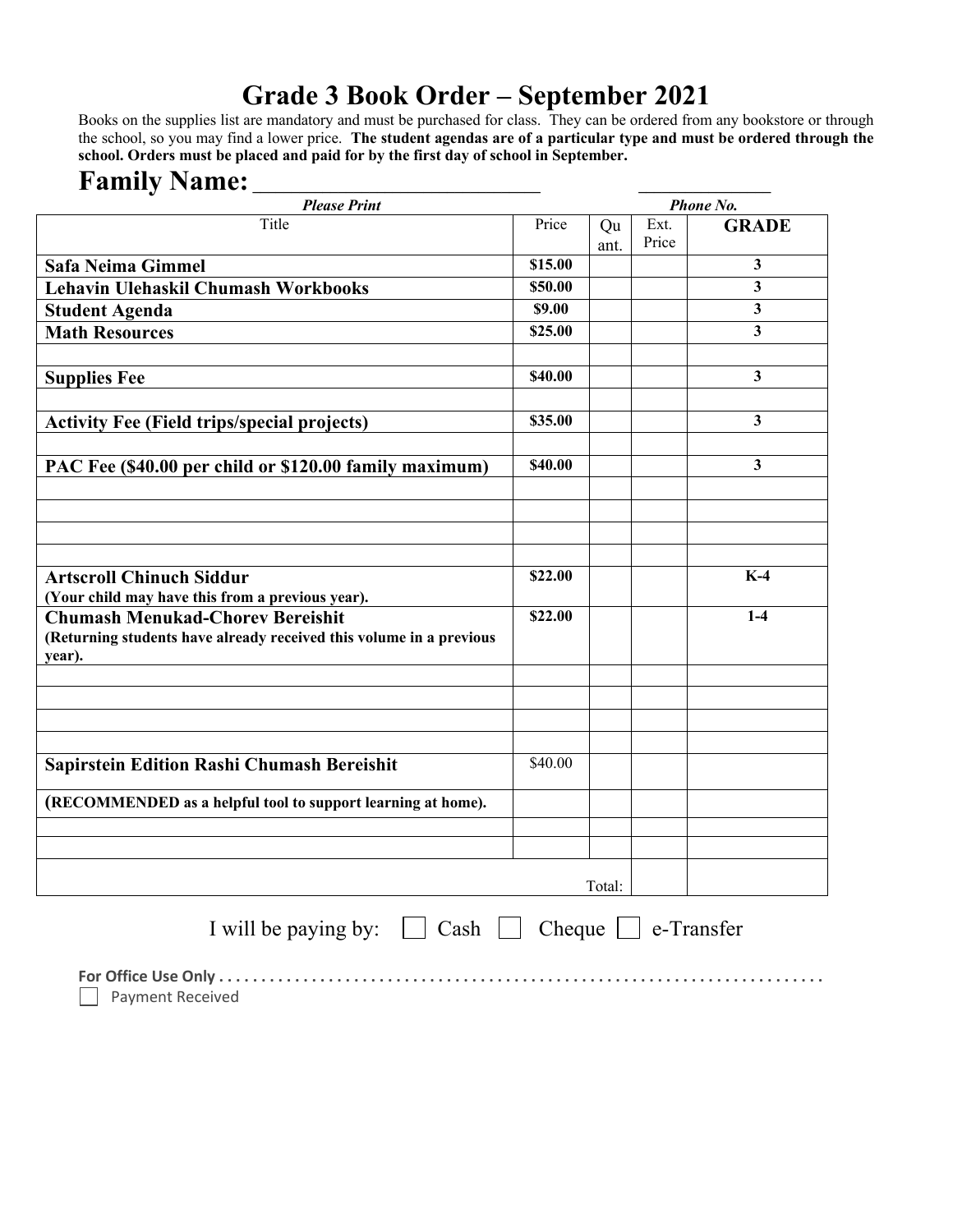# Grade 3 Book Order – September 2021

Books on the supplies list are mandatory and must be purchased for class. They can be ordered from any bookstore or through the school, so you may find a lower price. **The student agendas are of a particular type and must be ordered through the school. Orders must be placed and paid for by the first day of school in September.**

**Family Name:** ________________________ ______________

*Please Print* *Phone No.*

| Title | Price | Quant. | Ext. Price | GRADE |
|---|---|---|---|---|
| **Safa Neima Gimmel** | **$15.00** | | | **3** |
| **Lehavin Ulehaskil Chumash Workbooks** | **$50.00** | | | **3** |
| **Student Agenda** | **$9.00** | | | **3** |
| **Math Resources** | **$25.00** | | | **3** |
| | | | | |
| **Supplies Fee** | **$40.00** | | | **3** |
| | | | | |
| **Activity Fee (Field trips/special projects)** | **$35.00** | | | **3** |
| | | | | |
| **PAC Fee ($40.00 per child or $120.00 family maximum)** | **$40.00** | | | **3** |
| | | | | |
| | | | | |
| | | | | |
| | | | | |
| **Artscroll Chinuch Siddur** **(Your child may have this from a previous year).** | **$22.00** | | | **K-4** |
| **Chumash Menukad-Chorev Bereishit** **(Returning students have already received this volume in a previous year).** | **$22.00** | | | **1-4** |
| | | | | |
| | | | | |
| | | | | |
| | | | | |
| **Sapirstein Edition Rashi Chumash Bereishit** | $40.00 | | | |
| **(RECOMMENDED as a helpful tool to support learning at home).** | | | | |
| | | | | |
| | | | | |
| | | Total: | | |

I will being paying by: ☐ Cash ☐ Cheque ☐ e-Transfer

**For Office Use Only . . . . . . . . . . . . . . . . . . . . . . . . . . . . . . . . . . . . . . . . . . . . . . . . . . . . . . . . . . . . . . . . . . . . . . . .**

☐ Payment Received